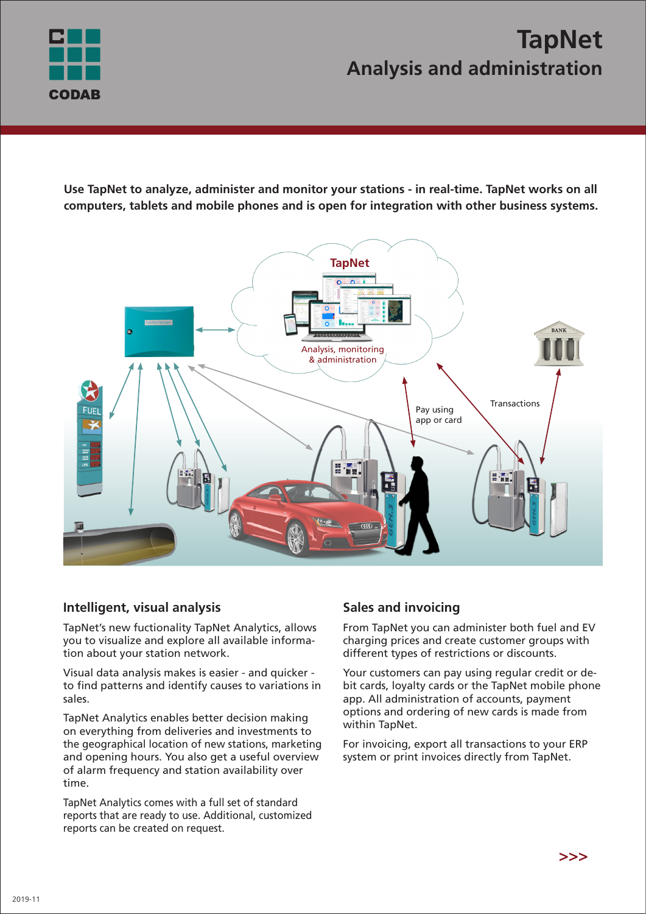# TapNet

## Analysis and administration

**Use TapNet to analyze, administer and monitor your stations - in real-time. TapNet works on all computers, tablets and mobile phones and is open for integration with other business systems.**

## Intelligent, visual analysis

TapNet's new fuctionality TapNet Analytics, allows you to visualize and explore all available information about your station network.

Visual data analysis makes is easier - and quicker - to find patterns and identify causes to variations in sales.

TapNet Analytics enables better decision making on everything from deliveries and investments to the geographical location of new stations, marketing and opening hours. You also get a useful overview of alarm frequency and station availability over time.

TapNet Analytics comes with a full set of standard reports that are ready to use. Additional, customized reports can be created on request.

## Sales and invoicing

From TapNet you can administer both fuel and EV charging prices and create customer groups with different types of restrictions or discounts.

Your customers can pay using regular credit or debit cards, loyalty cards or the TapNet mobile phone app. All administration of accounts, payment options and ordering of new cards is made from within TapNet.

For invoicing, export all transactions to your ERP system or print invoices directly from TapNet.

>>>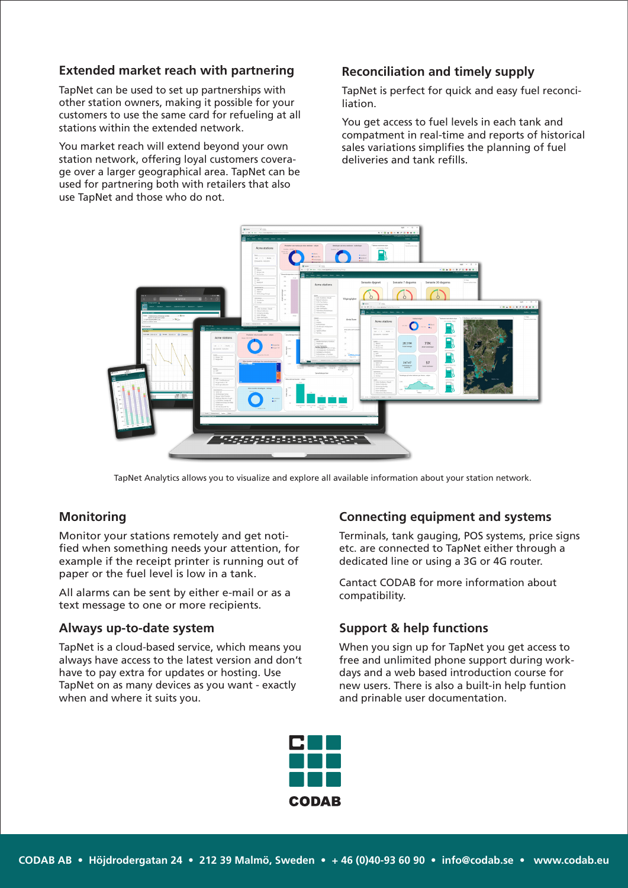## Extended market reach with partnering

TapNet can be used to set up partnerships with other station owners, making it possible for your customers to use the same card for refueling at all stations within the extended network.

You market reach will extend beyond your own station network, offering loyal customers coverage over a larger geographical area. TapNet can be used for partnering both with retailers that also use TapNet and those who do not.

## Reconciliation and timely supply

TapNet is perfect for quick and easy fuel reconciliation.

You get access to fuel levels in each tank and compatment in real-time and reports of historical sales variations simplifies the planning of fuel deliveries and tank refills.

TapNet Analytics allows you to visualize and explore all available information about your station network.

## Monitoring

Monitor your stations remotely and get notified when something needs your attention, for example if the receipt printer is running out of paper or the fuel level is low in a tank.

All alarms can be sent by either e-mail or as a text message to one or more recipients.

## Always up-to-date system

TapNet is a cloud-based service, which means you always have access to the latest version and don't have to pay extra for updates or hosting. Use TapNet on as many devices as you want - exactly when and where it suits you.

## Connecting equipment and systems

Terminals, tank gauging, POS systems, price signs etc. are connected to TapNet either through a dedicated line or using a 3G or 4G router.

Cantact CODAB for more information about compatibility.

## Support & help functions

When you sign up for TapNet you get access to free and unlimited phone support during workdays and a web based introduction course for new users. There is also a built-in help funtion and prinable user documentation.

CODAB

**CODAB AB • Höjdrodergatan 24 • 212 39 Malmö, Sweden • + 46 (0)40-93 60 90 • info@codab.se • www.codab.eu**